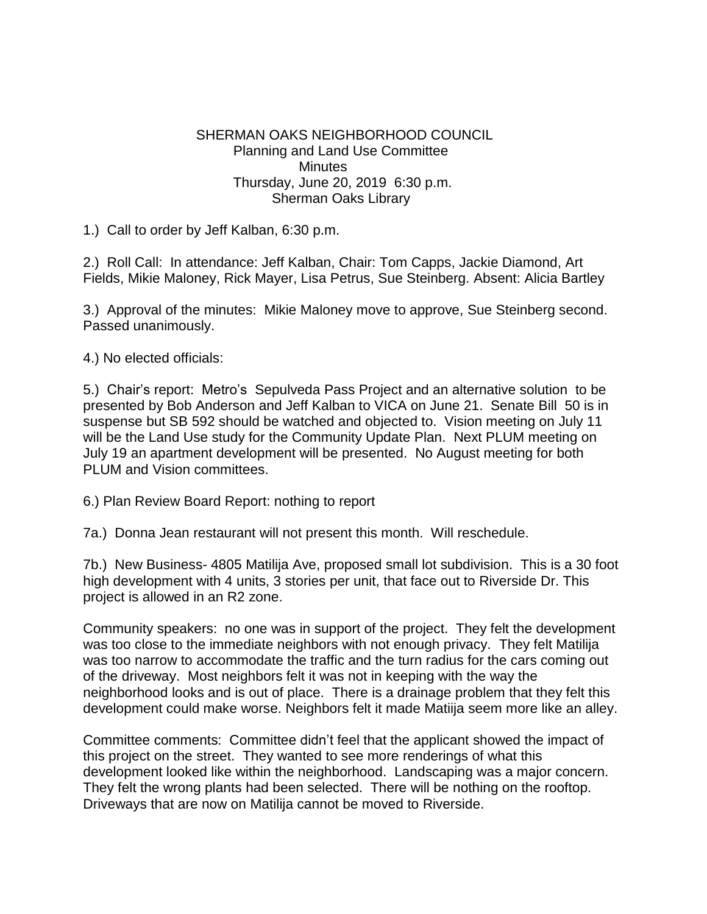SHERMAN OAKS NEIGHBORHOOD COUNCIL
Planning and Land Use Committee
Minutes
Thursday, June 20, 2019 6:30 p.m.
Sherman Oaks Library

1.) Call to order by Jeff Kalban, 6:30 p.m.

2.) Roll Call: In attendance: Jeff Kalban, Chair: Tom Capps, Jackie Diamond, Art Fields, Mikie Maloney, Rick Mayer, Lisa Petrus, Sue Steinberg. Absent: Alicia Bartley

3.) Approval of the minutes: Mikie Maloney move to approve, Sue Steinberg second. Passed unanimously.

4.) No elected officials:

5.) Chair's report: Metro's Sepulveda Pass Project and an alternative solution to be presented by Bob Anderson and Jeff Kalban to VICA on June 21. Senate Bill 50 is in suspense but SB 592 should be watched and objected to. Vision meeting on July 11 will be the Land Use study for the Community Update Plan. Next PLUM meeting on July 19 an apartment development will be presented. No August meeting for both PLUM and Vision committees.

6.) Plan Review Board Report: nothing to report

7a.) Donna Jean restaurant will not present this month. Will reschedule.

7b.) New Business- 4805 Matilija Ave, proposed small lot subdivision. This is a 30 foot high development with 4 units, 3 stories per unit, that face out to Riverside Dr. This project is allowed in an R2 zone.

Community speakers: no one was in support of the project. They felt the development was too close to the immediate neighbors with not enough privacy. They felt Matilija was too narrow to accommodate the traffic and the turn radius for the cars coming out of the driveway. Most neighbors felt it was not in keeping with the way the neighborhood looks and is out of place. There is a drainage problem that they felt this development could make worse. Neighbors felt it made Matiija seem more like an alley.

Committee comments: Committee didn't feel that the applicant showed the impact of this project on the street. They wanted to see more renderings of what this development looked like within the neighborhood. Landscaping was a major concern. They felt the wrong plants had been selected. There will be nothing on the rooftop. Driveways that are now on Matilija cannot be moved to Riverside.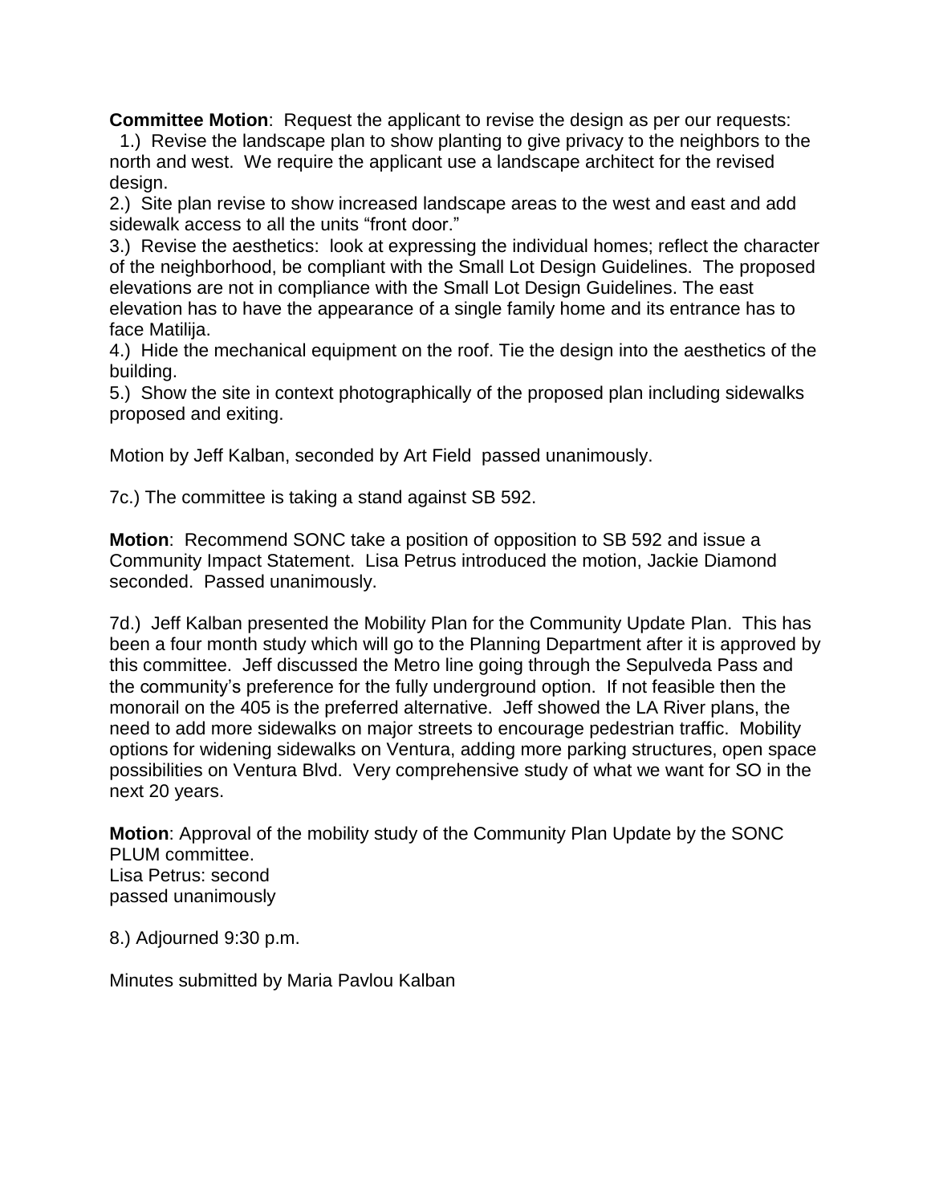**Committee Motion**: Request the applicant to revise the design as per our requests:

1.) Revise the landscape plan to show planting to give privacy to the neighbors to the north and west. We require the applicant use a landscape architect for the revised design.

2.) Site plan revise to show increased landscape areas to the west and east and add sidewalk access to all the units "front door."

3.) Revise the aesthetics: look at expressing the individual homes; reflect the character of the neighborhood, be compliant with the Small Lot Design Guidelines. The proposed elevations are not in compliance with the Small Lot Design Guidelines. The east elevation has to have the appearance of a single family home and its entrance has to face Matilija.

4.) Hide the mechanical equipment on the roof. Tie the design into the aesthetics of the building.

5.) Show the site in context photographically of the proposed plan including sidewalks proposed and exiting.

Motion by Jeff Kalban, seconded by Art Field passed unanimously.

7c.) The committee is taking a stand against SB 592.

**Motion**: Recommend SONC take a position of opposition to SB 592 and issue a Community Impact Statement. Lisa Petrus introduced the motion, Jackie Diamond seconded. Passed unanimously.

7d.) Jeff Kalban presented the Mobility Plan for the Community Update Plan. This has been a four month study which will go to the Planning Department after it is approved by this committee. Jeff discussed the Metro line going through the Sepulveda Pass and the community's preference for the fully underground option. If not feasible then the monorail on the 405 is the preferred alternative. Jeff showed the LA River plans, the need to add more sidewalks on major streets to encourage pedestrian traffic. Mobility options for widening sidewalks on Ventura, adding more parking structures, open space possibilities on Ventura Blvd. Very comprehensive study of what we want for SO in the next 20 years.

**Motion**: Approval of the mobility study of the Community Plan Update by the SONC PLUM committee.
Lisa Petrus: second
passed unanimously

8.) Adjourned 9:30 p.m.

Minutes submitted by Maria Pavlou Kalban